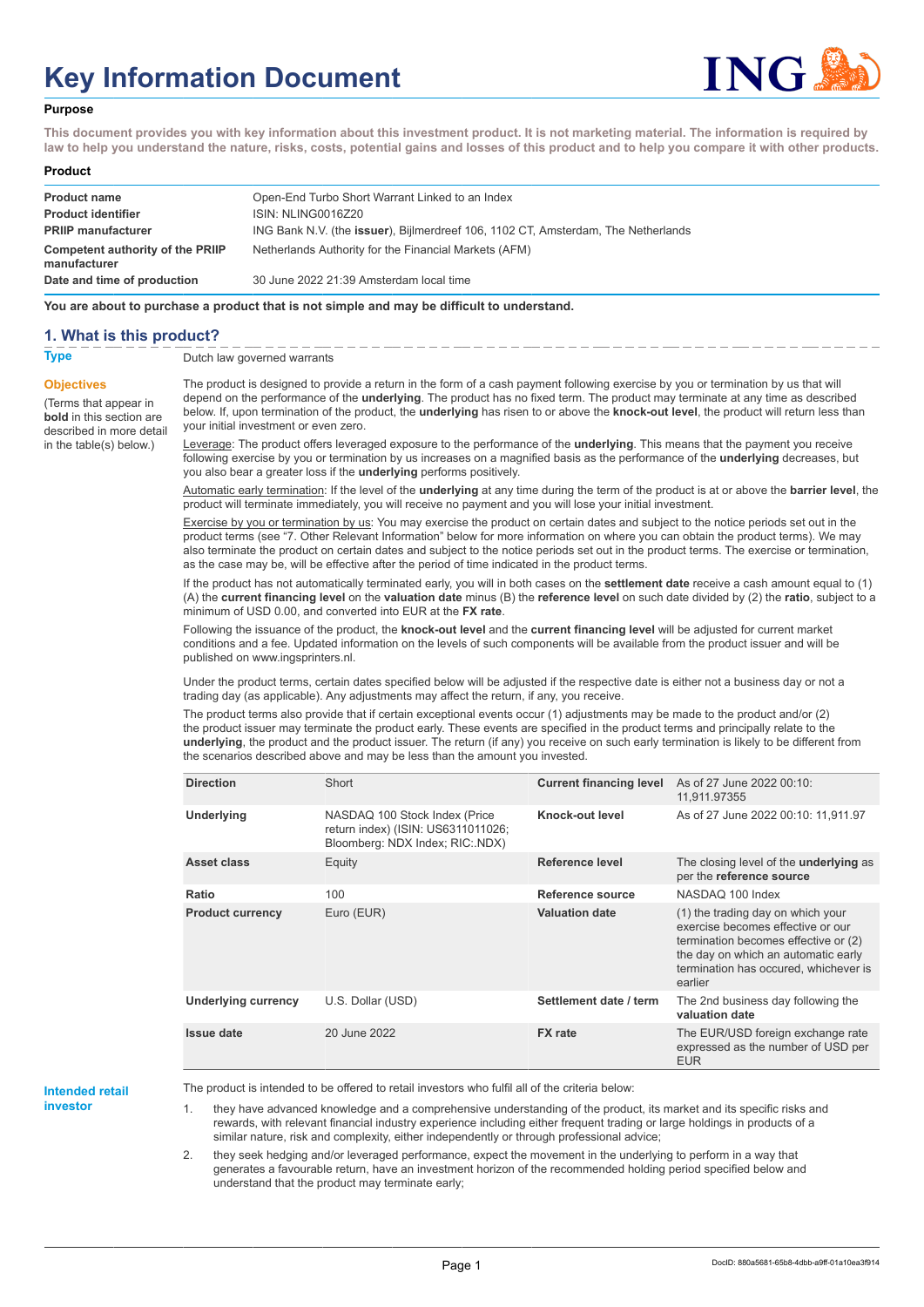# Key Information Document

**Purpose**

**This document provides you with key information about this investment product. It is not marketing material. The information is required by law to help you understand the nature, risks, costs, potential gains and losses of this product and to help you compare it with other products.**

**Product**

| | |
|---|---|
| **Product name** | Open-End Turbo Short Warrant Linked to an Index |
| **Product identifier** | ISIN: NLING0016Z20 |
| **PRIIP manufacturer** | ING Bank N.V. (the **issuer**), Bijlmerdreef 106, 1102 CT, Amsterdam, The Netherlands |
| **Competent authority of the PRIIP manufacturer** | Netherlands Authority for the Financial Markets (AFM) |
| **Date and time of production** | 30 June 2022 21:39 Amsterdam local time |

**You are about to purchase a product that is not simple and may be difficult to understand.**

## 1. What is this product?

**Type**

Dutch law governed warrants

**Objectives**

(Terms that appear in **bold** in this section are described in more detail in the table(s) below.)

The product is designed to provide a return in the form of a cash payment following exercise by you or termination by us that will depend on the performance of the **underlying**. The product has no fixed term. The product may terminate at any time as described below. If, upon termination of the product, the **underlying** has risen to or above the **knock-out level**, the product will return less than your initial investment or even zero.

Leverage: The product offers leveraged exposure to the performance of the **underlying**. This means that the payment you receive following exercise by you or termination by us increases on a magnified basis as the performance of the **underlying** decreases, but you also bear a greater loss if the **underlying** performs positively.

Automatic early termination: If the level of the **underlying** at any time during the term of the product is at or above the **barrier level**, the product will terminate immediately, you will receive no payment and you will lose your initial investment.

Exercise by you or termination by us: You may exercise the product on certain dates and subject to the notice periods set out in the product terms (see "7. Other Relevant Information" below for more information on where you can obtain the product terms). We may also terminate the product on certain dates and subject to the notice periods set out in the product terms. The exercise or termination, as the case may be, will be effective after the period of time indicated in the product terms.

If the product has not automatically terminated early, you will in both cases on the **settlement date** receive a cash amount equal to (1) (A) the **current financing level** on the **valuation date** minus (B) the **reference level** on such date divided by (2) the **ratio**, subject to a minimum of USD 0.00, and converted into EUR at the **FX rate**.

Following the issuance of the product, the **knock-out level** and the **current financing level** will be adjusted for current market conditions and a fee. Updated information on the levels of such components will be available from the product issuer and will be published on www.ingsprinters.nl.

Under the product terms, certain dates specified below will be adjusted if the respective date is either not a business day or not a trading day (as applicable). Any adjustments may affect the return, if any, you receive.

The product terms also provide that if certain exceptional events occur (1) adjustments may be made to the product and/or (2) the product issuer may terminate the product early. These events are specified in the product terms and principally relate to the **underlying**, the product and the product issuer. The return (if any) you receive on such early termination is likely to be different from the scenarios described above and may be less than the amount you invested.

| | | | |
|---|---|---|---|
| **Direction** | Short | **Current financing level** | As of 27 June 2022 00:10: 11,911.97355 |
| **Underlying** | NASDAQ 100 Stock Index (Price return index) (ISIN: US6311011026; Bloomberg: NDX Index; RIC:.NDX) | **Knock-out level** | As of 27 June 2022 00:10: 11,911.97 |
| **Asset class** | Equity | **Reference level** | The closing level of the **underlying** as per the **reference source** |
| **Ratio** | 100 | **Reference source** | NASDAQ 100 Index |
| **Product currency** | Euro (EUR) | **Valuation date** | (1) the trading day on which your exercise becomes effective or our termination becomes effective or (2) the day on which an automatic early termination has occured, whichever is earlier |
| **Underlying currency** | U.S. Dollar (USD) | **Settlement date / term** | The 2nd business day following the **valuation date** |
| **Issue date** | 20 June 2022 | **FX rate** | The EUR/USD foreign exchange rate expressed as the number of USD per EUR |

**Intended retail investor**

The product is intended to be offered to retail investors who fulfil all of the criteria below:

1. they have advanced knowledge and a comprehensive understanding of the product, its market and its specific risks and rewards, with relevant financial industry experience including either frequent trading or large holdings in products of a similar nature, risk and complexity, either independently or through professional advice;
2. they seek hedging and/or leveraged performance, expect the movement in the underlying to perform in a way that generates a favourable return, have an investment horizon of the recommended holding period specified below and understand that the product may terminate early;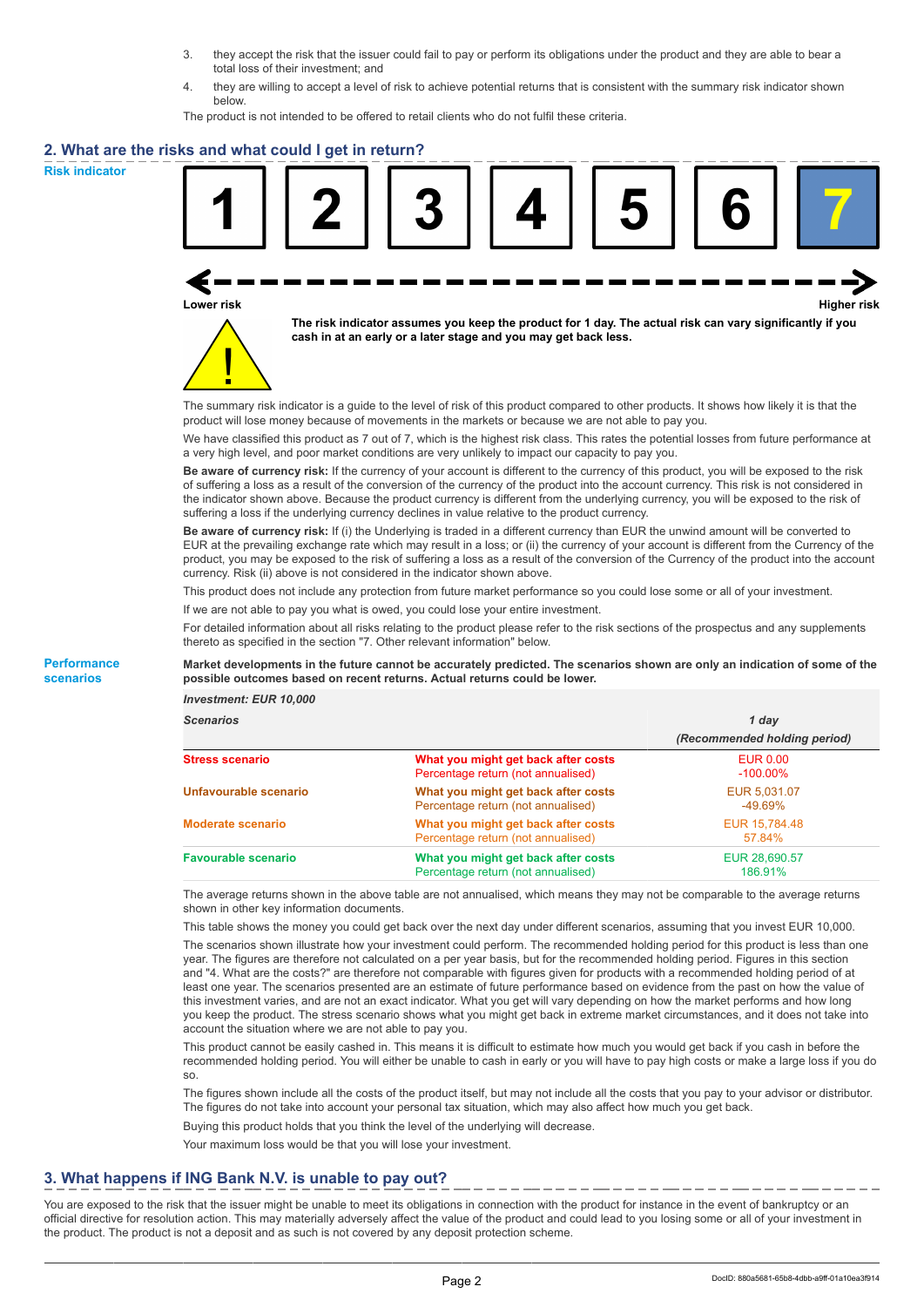3. they accept the risk that the issuer could fail to pay or perform its obligations under the product and they are able to bear a total loss of their investment; and
4. they are willing to accept a level of risk to achieve potential returns that is consistent with the summary risk indicator shown below.

The product is not intended to be offered to retail clients who do not fulfil these criteria.

## 2. What are the risks and what could I get in return?

**Risk indicator**

| 1 | 2 | 3 | 4 | 5 | 6 | **7** |
|---|---|---|---|---|---|---|

Lower risk ← → Higher risk

**The risk indicator assumes you keep the product for 1 day. The actual risk can vary significantly if you cash in at an early or a later stage and you may get back less.**

The summary risk indicator is a guide to the level of risk of this product compared to other products. It shows how likely it is that the product will lose money because of movements in the markets or because we are not able to pay you.

We have classified this product as 7 out of 7, which is the highest risk class. This rates the potential losses from future performance at a very high level, and poor market conditions are very unlikely to impact our capacity to pay you.

**Be aware of currency risk:** If the currency of your account is different to the currency of this product, you will be exposed to the risk of suffering a loss as a result of the conversion of the currency of the product into the account currency. This risk is not considered in the indicator shown above. Because the product currency is different from the underlying currency, you will be exposed to the risk of suffering a loss if the underlying currency declines in value relative to the product currency.

**Be aware of currency risk:** If (i) the Underlying is traded in a different currency than EUR the unwind amount will be converted to EUR at the prevailing exchange rate which may result in a loss; or (ii) the currency of your account is different from the Currency of the product, you may be exposed to the risk of suffering a loss as a result of the conversion of the Currency of the product into the account currency. Risk (ii) above is not considered in the indicator shown above.

This product does not include any protection from future market performance so you could lose some or all of your investment.

If we are not able to pay you what is owed, you could lose your entire investment.

For detailed information about all risks relating to the product please refer to the risk sections of the prospectus and any supplements thereto as specified in the section "7. Other relevant information" below.

**Performance scenarios**

**Market developments in the future cannot be accurately predicted. The scenarios shown are only an indication of some of the possible outcomes based on recent returns. Actual returns could be lower.**

*Investment: EUR 10,000*

| *Scenarios* | | *1 day (Recommended holding period)* |
|---|---|---|
| **Stress scenario** | **What you might get back after costs**<br>Percentage return (not annualised) | EUR 0.00<br>-100.00% |
| **Unfavourable scenario** | **What you might get back after costs**<br>Percentage return (not annualised) | EUR 5,031.07<br>-49.69% |
| **Moderate scenario** | **What you might get back after costs**<br>Percentage return (not annualised) | EUR 15,784.48<br>57.84% |
| **Favourable scenario** | **What you might get back after costs**<br>Percentage return (not annualised) | EUR 28,690.57<br>186.91% |

The average returns shown in the above table are not annualised, which means they may not be comparable to the average returns shown in other key information documents.

This table shows the money you could get back over the next day under different scenarios, assuming that you invest EUR 10,000.

The scenarios shown illustrate how your investment could perform. The recommended holding period for this product is less than one year. The figures are therefore not calculated on a per year basis, but for the recommended holding period. Figures in this section and "4. What are the costs?" are therefore not comparable with figures given for products with a recommended holding period of at least one year. The scenarios presented are an estimate of future performance based on evidence from the past on how the value of this investment varies, and are not an exact indicator. What you get will vary depending on how the market performs and how long you keep the product. The stress scenario shows what you might get back in extreme market circumstances, and it does not take into account the situation where we are not able to pay you.

This product cannot be easily cashed in. This means it is difficult to estimate how much you would get back if you cash in before the recommended holding period. You will either be unable to cash in early or you will have to pay high costs or make a large loss if you do so.

The figures shown include all the costs of the product itself, but may not include all the costs that you pay to your advisor or distributor. The figures do not take into account your personal tax situation, which may also affect how much you get back.

Buying this product holds that you think the level of the underlying will decrease.

Your maximum loss would be that you will lose your investment.

## 3. What happens if ING Bank N.V. is unable to pay out?

You are exposed to the risk that the issuer might be unable to meet its obligations in connection with the product for instance in the event of bankruptcy or an official directive for resolution action. This may materially adversely affect the value of the product and could lead to you losing some or all of your investment in the product. The product is not a deposit and as such is not covered by any deposit protection scheme.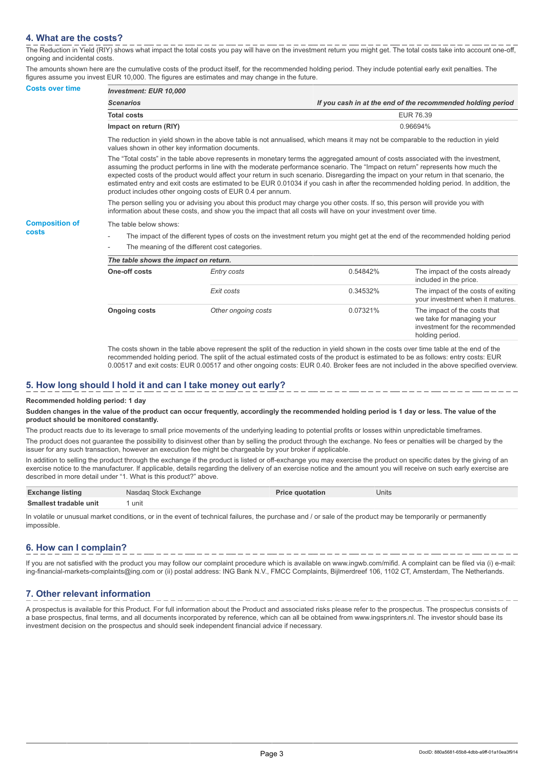## 4. What are the costs?

The Reduction in Yield (RIY) shows what impact the total costs you pay will have on the investment return you might get. The total costs take into account one-off, ongoing and incidental costs.

The amounts shown here are the cumulative costs of the product itself, for the recommended holding period. They include potential early exit penalties. The figures assume you invest EUR 10,000. The figures are estimates and may change in the future.

**Costs over time**

| *Investment: EUR 10,000* | |
|---|---|
| ***Scenarios*** | ***If you cash in at the end of the recommended holding period*** |
| **Total costs** | EUR 76.39 |
| **Impact on return (RIY)** | 0.96694% |

The reduction in yield shown in the above table is not annualised, which means it may not be comparable to the reduction in yield values shown in other key information documents.

The "Total costs" in the table above represents in monetary terms the aggregated amount of costs associated with the investment, assuming the product performs in line with the moderate performance scenario. The "Impact on return" represents how much the expected costs of the product would affect your return in such scenario. Disregarding the impact on your return in that scenario, the estimated entry and exit costs are estimated to be EUR 0.01034 if you cash in after the recommended holding period. In addition, the product includes other ongoing costs of EUR 0.4 per annum.

The person selling you or advising you about this product may charge you other costs. If so, this person will provide you with information about these costs, and show you the impact that all costs will have on your investment over time.

**Composition of costs**

The table below shows:

- The impact of the different types of costs on the investment return you might get at the end of the recommended holding period
- The meaning of the different cost categories.

| *The table shows the impact on return.* | | | |
|---|---|---|---|
| **One-off costs** | *Entry costs* | 0.54842% | The impact of the costs already included in the price. |
| | *Exit costs* | 0.34532% | The impact of the costs of exiting your investment when it matures. |
| **Ongoing costs** | *Other ongoing costs* | 0.07321% | The impact of the costs that we take for managing your investment for the recommended holding period. |

The costs shown in the table above represent the split of the reduction in yield shown in the costs over time table at the end of the recommended holding period. The split of the actual estimated costs of the product is estimated to be as follows: entry costs: EUR 0.00517 and exit costs: EUR 0.00517 and other ongoing costs: EUR 0.40. Broker fees are not included in the above specified overview.

## 5. How long should I hold it and can I take money out early?

**Recommended holding period: 1 day**

**Sudden changes in the value of the product can occur frequently, accordingly the recommended holding period is 1 day or less. The value of the product should be monitored constantly.**

The product reacts due to its leverage to small price movements of the underlying leading to potential profits or losses within unpredictable timeframes.

The product does not guarantee the possibility to disinvest other than by selling the product through the exchange. No fees or penalties will be charged by the issuer for any such transaction, however an execution fee might be chargeable by your broker if applicable.

In addition to selling the product through the exchange if the product is listed or off-exchange you may exercise the product on specific dates by the giving of an exercise notice to the manufacturer. If applicable, details regarding the delivery of an exercise notice and the amount you will receive on such early exercise are described in more detail under "1. What is this product?" above.

| **Exchange listing** | Nasdaq Stock Exchange | **Price quotation** | Units |
|---|---|---|---|
| **Smallest tradable unit** | 1 unit | | |

In volatile or unusual market conditions, or in the event of technical failures, the purchase and / or sale of the product may be temporarily or permanently impossible.

## 6. How can I complain?

If you are not satisfied with the product you may follow our complaint procedure which is available on www.ingwb.com/mifid. A complaint can be filed via (i) e-mail: ing-financial-markets-complaints@ing.com or (ii) postal address: ING Bank N.V., FMCC Complaints, Bijlmerdreef 106, 1102 CT, Amsterdam, The Netherlands.

## 7. Other relevant information

A prospectus is available for this Product. For full information about the Product and associated risks please refer to the prospectus. The prospectus consists of a base prospectus, final terms, and all documents incorporated by reference, which can all be obtained from www.ingsprinters.nl. The investor should base its investment decision on the prospectus and should seek independent financial advice if necessary.